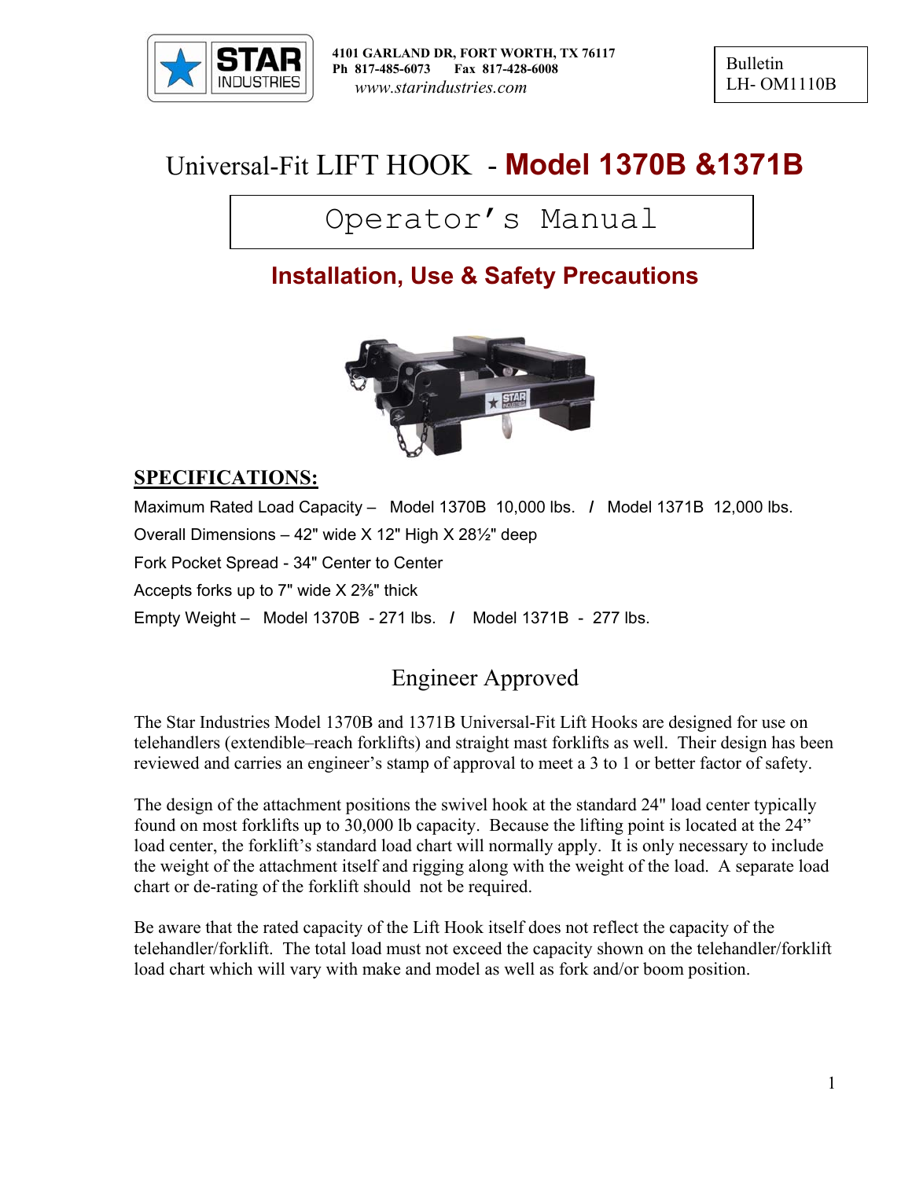STAR INDUSTRIES

4101 GARLAND DR, FORT WORTH, TX 76117
Ph 817-485-6073 Fax 817-428-6008
www.starindustries.com

Bulletin
LH- OM1110B

# Universal-Fit LIFT HOOK - Model 1370B &1371B

## Operator's Manual

## Installation, Use & Safety Precautions

**SPECIFICATIONS:**

Maximum Rated Load Capacity – Model 1370B 10,000 lbs. / Model 1371B 12,000 lbs.

Overall Dimensions – 42" wide X 12" High X 28½" deep

Fork Pocket Spread - 34" Center to Center

Accepts forks up to 7" wide X 2⅜" thick

Empty Weight – Model 1370B - 271 lbs. / Model 1371B - 277 lbs.

## Engineer Approved

The Star Industries Model 1370B and 1371B Universal-Fit Lift Hooks are designed for use on telehandlers (extendible–reach forklifts) and straight mast forklifts as well. Their design has been reviewed and carries an engineer's stamp of approval to meet a 3 to 1 or better factor of safety.

The design of the attachment positions the swivel hook at the standard 24" load center typically found on most forklifts up to 30,000 lb capacity. Because the lifting point is located at the 24" load center, the forklift's standard load chart will normally apply. It is only necessary to include the weight of the attachment itself and rigging along with the weight of the load. A separate load chart or de-rating of the forklift should not be required.

Be aware that the rated capacity of the Lift Hook itself does not reflect the capacity of the telehandler/forklift. The total load must not exceed the capacity shown on the telehandler/forklift load chart which will vary with make and model as well as fork and/or boom position.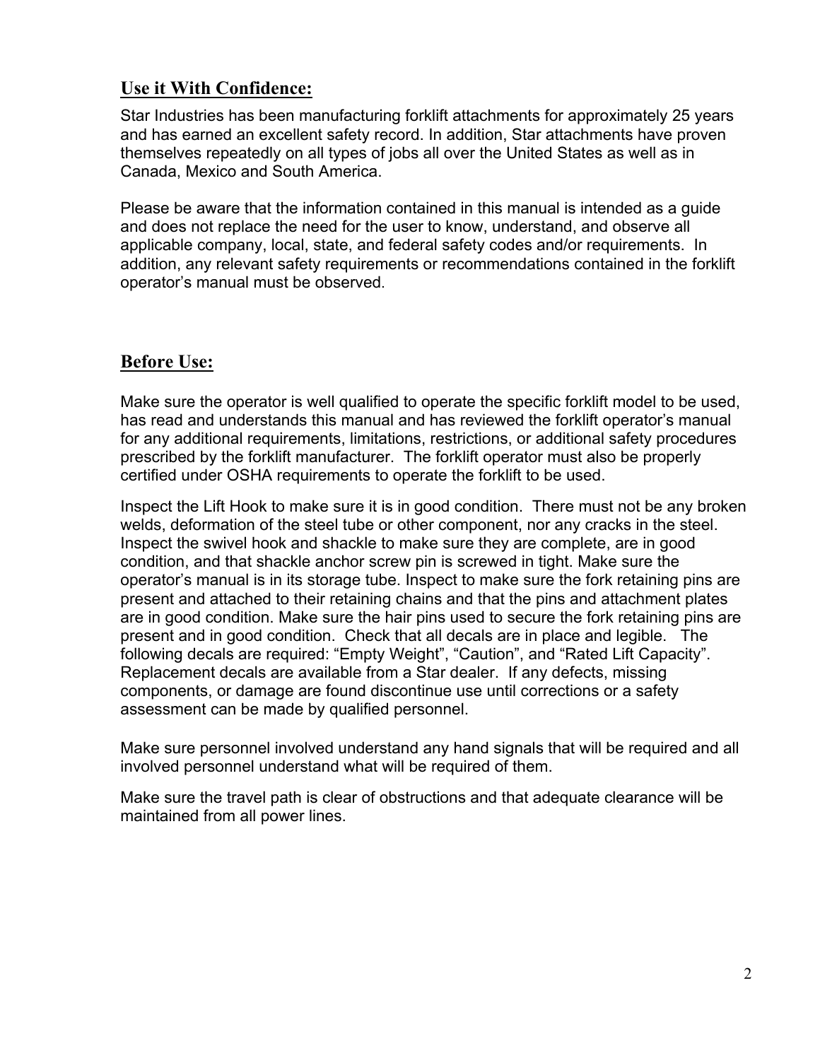## Use it With Confidence:

Star Industries has been manufacturing forklift attachments for approximately 25 years and has earned an excellent safety record. In addition, Star attachments have proven themselves repeatedly on all types of jobs all over the United States as well as in Canada, Mexico and South America.

Please be aware that the information contained in this manual is intended as a guide and does not replace the need for the user to know, understand, and observe all applicable company, local, state, and federal safety codes and/or requirements. In addition, any relevant safety requirements or recommendations contained in the forklift operator's manual must be observed.

## Before Use:

Make sure the operator is well qualified to operate the specific forklift model to be used, has read and understands this manual and has reviewed the forklift operator's manual for any additional requirements, limitations, restrictions, or additional safety procedures prescribed by the forklift manufacturer. The forklift operator must also be properly certified under OSHA requirements to operate the forklift to be used.

Inspect the Lift Hook to make sure it is in good condition. There must not be any broken welds, deformation of the steel tube or other component, nor any cracks in the steel. Inspect the swivel hook and shackle to make sure they are complete, are in good condition, and that shackle anchor screw pin is screwed in tight. Make sure the operator's manual is in its storage tube. Inspect to make sure the fork retaining pins are present and attached to their retaining chains and that the pins and attachment plates are in good condition. Make sure the hair pins used to secure the fork retaining pins are present and in good condition. Check that all decals are in place and legible. The following decals are required: "Empty Weight", "Caution", and "Rated Lift Capacity". Replacement decals are available from a Star dealer. If any defects, missing components, or damage are found discontinue use until corrections or a safety assessment can be made by qualified personnel.

Make sure personnel involved understand any hand signals that will be required and all involved personnel understand what will be required of them.

Make sure the travel path is clear of obstructions and that adequate clearance will be maintained from all power lines.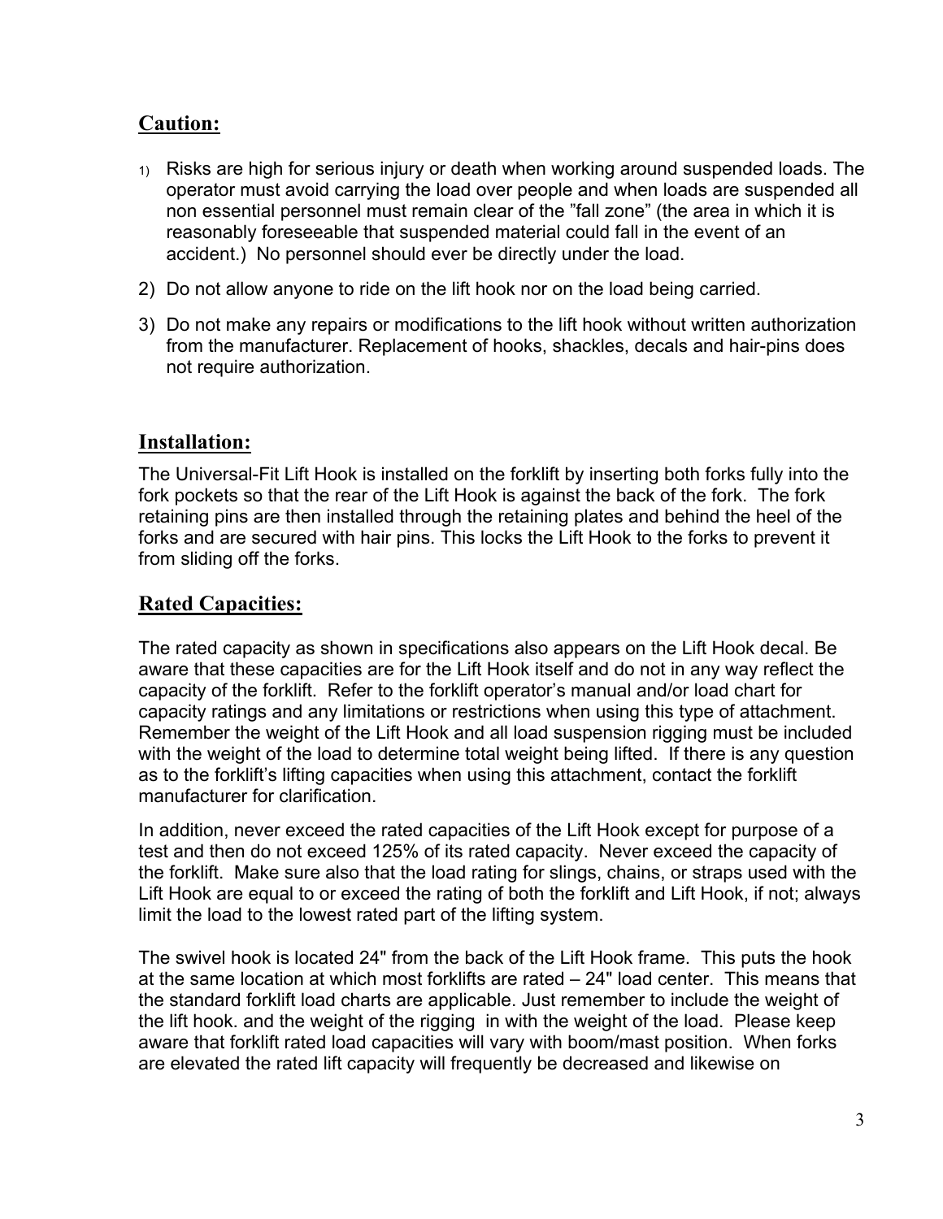## Caution:

1) Risks are high for serious injury or death when working around suspended loads. The operator must avoid carrying the load over people and when loads are suspended all non essential personnel must remain clear of the "fall zone" (the area in which it is reasonably foreseeable that suspended material could fall in the event of an accident.) No personnel should ever be directly under the load.
2) Do not allow anyone to ride on the lift hook nor on the load being carried.
3) Do not make any repairs or modifications to the lift hook without written authorization from the manufacturer. Replacement of hooks, shackles, decals and hair-pins does not require authorization.

## Installation:

The Universal-Fit Lift Hook is installed on the forklift by inserting both forks fully into the fork pockets so that the rear of the Lift Hook is against the back of the fork. The fork retaining pins are then installed through the retaining plates and behind the heel of the forks and are secured with hair pins. This locks the Lift Hook to the forks to prevent it from sliding off the forks.

## Rated Capacities:

The rated capacity as shown in specifications also appears on the Lift Hook decal. Be aware that these capacities are for the Lift Hook itself and do not in any way reflect the capacity of the forklift. Refer to the forklift operator's manual and/or load chart for capacity ratings and any limitations or restrictions when using this type of attachment. Remember the weight of the Lift Hook and all load suspension rigging must be included with the weight of the load to determine total weight being lifted. If there is any question as to the forklift's lifting capacities when using this attachment, contact the forklift manufacturer for clarification.

In addition, never exceed the rated capacities of the Lift Hook except for purpose of a test and then do not exceed 125% of its rated capacity. Never exceed the capacity of the forklift. Make sure also that the load rating for slings, chains, or straps used with the Lift Hook are equal to or exceed the rating of both the forklift and Lift Hook, if not; always limit the load to the lowest rated part of the lifting system.

The swivel hook is located 24" from the back of the Lift Hook frame. This puts the hook at the same location at which most forklifts are rated – 24" load center. This means that the standard forklift load charts are applicable. Just remember to include the weight of the lift hook. and the weight of the rigging in with the weight of the load. Please keep aware that forklift rated load capacities will vary with boom/mast position. When forks are elevated the rated lift capacity will frequently be decreased and likewise on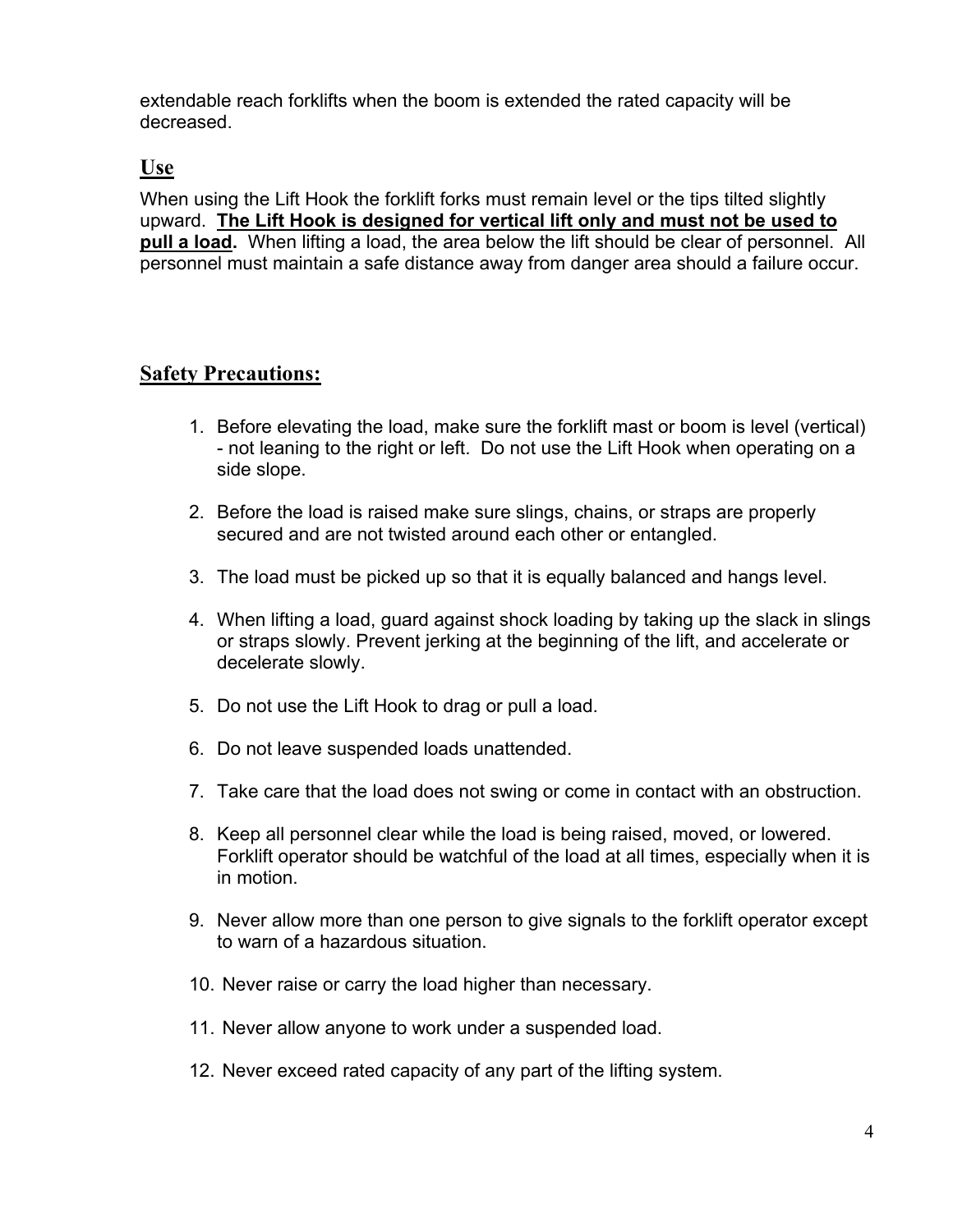extendable reach forklifts when the boom is extended the rated capacity will be decreased.

## Use

When using the Lift Hook the forklift forks must remain level or the tips tilted slightly upward. **The Lift Hook is designed for vertical lift only and must not be used to pull a load.** When lifting a load, the area below the lift should be clear of personnel. All personnel must maintain a safe distance away from danger area should a failure occur.

## Safety Precautions:

1. Before elevating the load, make sure the forklift mast or boom is level (vertical) - not leaning to the right or left. Do not use the Lift Hook when operating on a side slope.
2. Before the load is raised make sure slings, chains, or straps are properly secured and are not twisted around each other or entangled.
3. The load must be picked up so that it is equally balanced and hangs level.
4. When lifting a load, guard against shock loading by taking up the slack in slings or straps slowly. Prevent jerking at the beginning of the lift, and accelerate or decelerate slowly.
5. Do not use the Lift Hook to drag or pull a load.
6. Do not leave suspended loads unattended.
7. Take care that the load does not swing or come in contact with an obstruction.
8. Keep all personnel clear while the load is being raised, moved, or lowered. Forklift operator should be watchful of the load at all times, especially when it is in motion.
9. Never allow more than one person to give signals to the forklift operator except to warn of a hazardous situation.
10. Never raise or carry the load higher than necessary.
11. Never allow anyone to work under a suspended load.
12. Never exceed rated capacity of any part of the lifting system.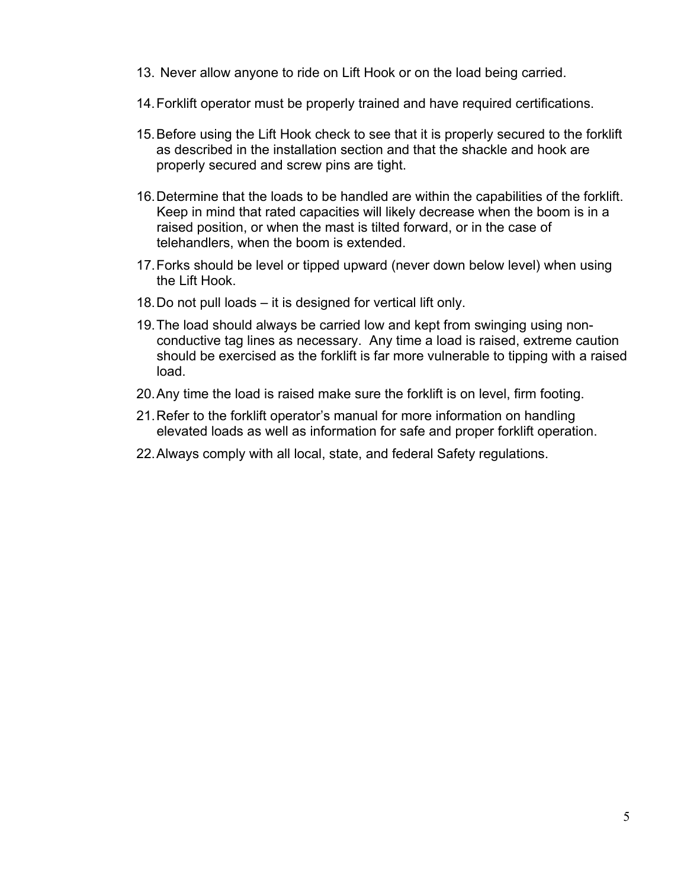13. Never allow anyone to ride on Lift Hook or on the load being carried.

14. Forklift operator must be properly trained and have required certifications.

15. Before using the Lift Hook check to see that it is properly secured to the forklift as described in the installation section and that the shackle and hook are properly secured and screw pins are tight.

16. Determine that the loads to be handled are within the capabilities of the forklift. Keep in mind that rated capacities will likely decrease when the boom is in a raised position, or when the mast is tilted forward, or in the case of telehandlers, when the boom is extended.

17. Forks should be level or tipped upward (never down below level) when using the Lift Hook.

18. Do not pull loads – it is designed for vertical lift only.

19. The load should always be carried low and kept from swinging using non-conductive tag lines as necessary. Any time a load is raised, extreme caution should be exercised as the forklift is far more vulnerable to tipping with a raised load.

20. Any time the load is raised make sure the forklift is on level, firm footing.

21. Refer to the forklift operator's manual for more information on handling elevated loads as well as information for safe and proper forklift operation.

22. Always comply with all local, state, and federal Safety regulations.